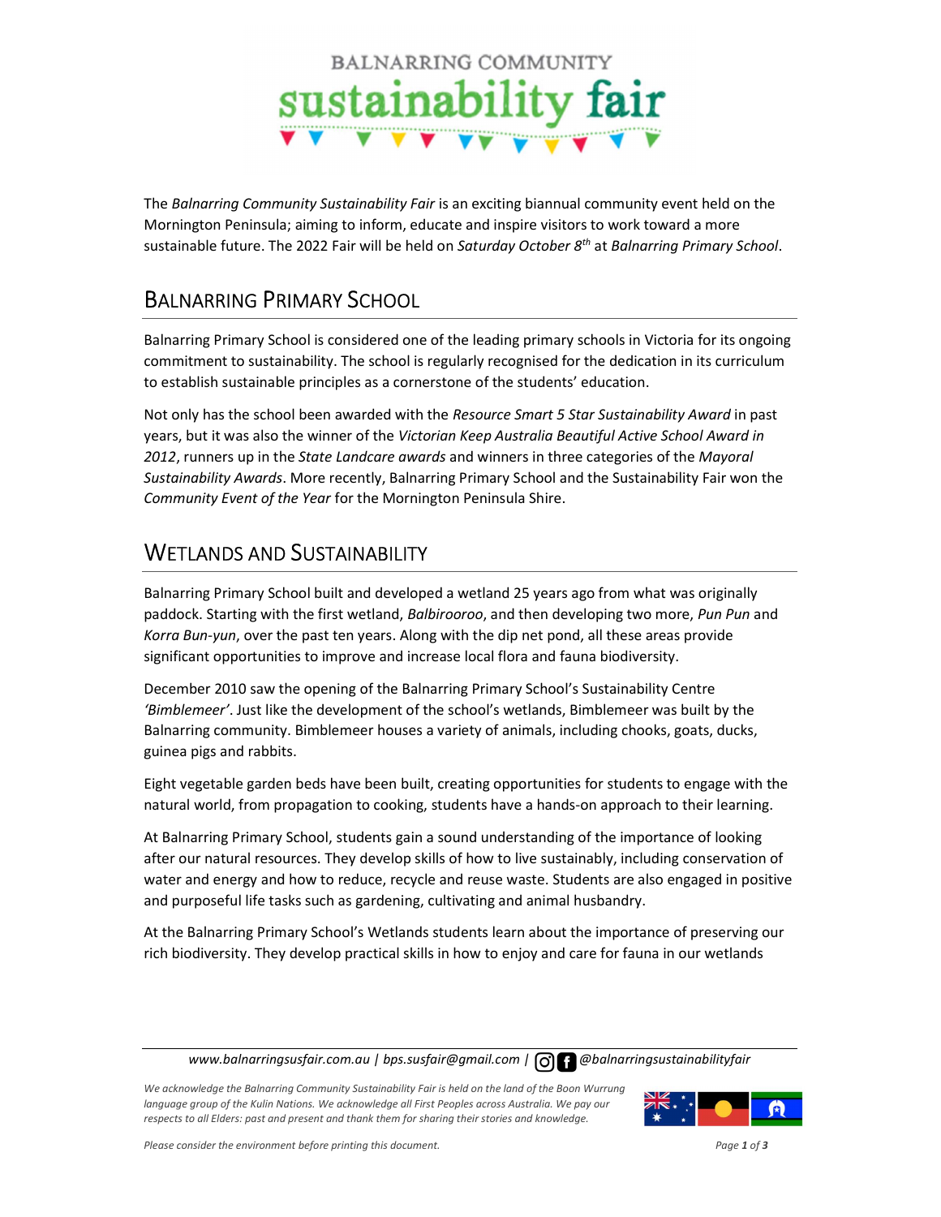# BALNARRING COMMUNITY sustainability fair

The *Balnarring Community Sustainability Fair* is an exciting biannual community event held on the Mornington Peninsula; aiming to inform, educate and inspire visitors to work toward a more sustainable future. The 2022 Fair will be held on *Saturday October 8th* at *Balnarring Primary School*.

## Balnarring Primary School

Balnarring Primary School is considered one of the leading primary schools in Victoria for its ongoing commitment to sustainability. The school is regularly recognised for the dedication in its curriculum to establish sustainable principles as a cornerstone of the students' education.

Not only has the school been awarded with the *Resource Smart 5 Star Sustainability Award* in past years, but it was also the winner of the *Victorian Keep Australia Beautiful Active School Award in 2012*, runners up in the *State Landcare awards* and winners in three categories of the *Mayoral Sustainability Awards*. More recently, Balnarring Primary School and the Sustainability Fair won the *Community Event of the Year* for the Mornington Peninsula Shire.

## Wetlands and Sustainability

Balnarring Primary School built and developed a wetland 25 years ago from what was originally paddock. Starting with the first wetland, *Balbirooroo*, and then developing two more, *Pun Pun* and *Korra Bun-yun*, over the past ten years. Along with the dip net pond, all these areas provide significant opportunities to improve and increase local flora and fauna biodiversity.

December 2010 saw the opening of the Balnarring Primary School's Sustainability Centre *'Bimblemeer'*. Just like the development of the school's wetlands, Bimblemeer was built by the Balnarring community. Bimblemeer houses a variety of animals, including chooks, goats, ducks, guinea pigs and rabbits.

Eight vegetable garden beds have been built, creating opportunities for students to engage with the natural world, from propagation to cooking, students have a hands-on approach to their learning.

At Balnarring Primary School, students gain a sound understanding of the importance of looking after our natural resources. They develop skills of how to live sustainably, including conservation of water and energy and how to reduce, recycle and reuse waste. Students are also engaged in positive and purposeful life tasks such as gardening, cultivating and animal husbandry.

At the Balnarring Primary School's Wetlands students learn about the importance of preserving our rich biodiversity. They develop practical skills in how to enjoy and care for fauna in our wetlands

*www.balnarringsusfair.com.au | bps.susfair@gmail.com | @balnarringsustainabilityfair*

*We acknowledge the Balnarring Community Sustainability Fair is held on the land of the Boon Wurrung language group of the Kulin Nations. We acknowledge all First Peoples across Australia. We pay our respects to all Elders: past and present and thank them for sharing their stories and knowledge.*

*Please consider the environment before printing this document.*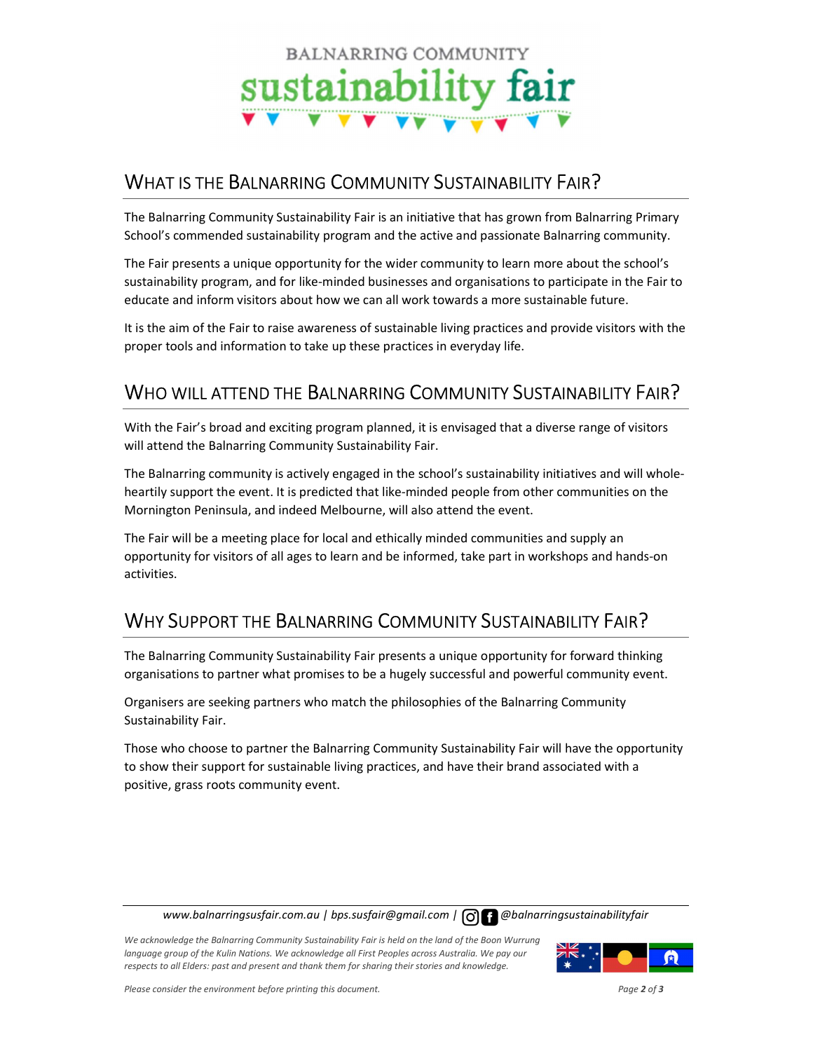BALNARRING COMMUNITY

sustainability fair

## What is the Balnarring Community Sustainability Fair?

The Balnarring Community Sustainability Fair is an initiative that has grown from Balnarring Primary School's commended sustainability program and the active and passionate Balnarring community.

The Fair presents a unique opportunity for the wider community to learn more about the school's sustainability program, and for like-minded businesses and organisations to participate in the Fair to educate and inform visitors about how we can all work towards a more sustainable future.

It is the aim of the Fair to raise awareness of sustainable living practices and provide visitors with the proper tools and information to take up these practices in everyday life.

## Who will attend the Balnarring Community Sustainability Fair?

With the Fair's broad and exciting program planned, it is envisaged that a diverse range of visitors will attend the Balnarring Community Sustainability Fair.

The Balnarring community is actively engaged in the school's sustainability initiatives and will whole-heartily support the event. It is predicted that like-minded people from other communities on the Mornington Peninsula, and indeed Melbourne, will also attend the event.

The Fair will be a meeting place for local and ethically minded communities and supply an opportunity for visitors of all ages to learn and be informed, take part in workshops and hands-on activities.

## Why support the Balnarring Community Sustainability Fair?

The Balnarring Community Sustainability Fair presents a unique opportunity for forward thinking organisations to partner what promises to be a hugely successful and powerful community event.

Organisers are seeking partners who match the philosophies of the Balnarring Community Sustainability Fair.

Those who choose to partner the Balnarring Community Sustainability Fair will have the opportunity to show their support for sustainable living practices, and have their brand associated with a positive, grass roots community event.

*www.balnarringsusfair.com.au | bps.susfair@gmail.com | @balnarringsustainabilityfair*

*We acknowledge the Balnarring Community Sustainability Fair is held on the land of the Boon Wurrung language group of the Kulin Nations. We acknowledge all First Peoples across Australia. We pay our respects to all Elders: past and present and thank them for sharing their stories and knowledge.*

*Please consider the environment before printing this document.*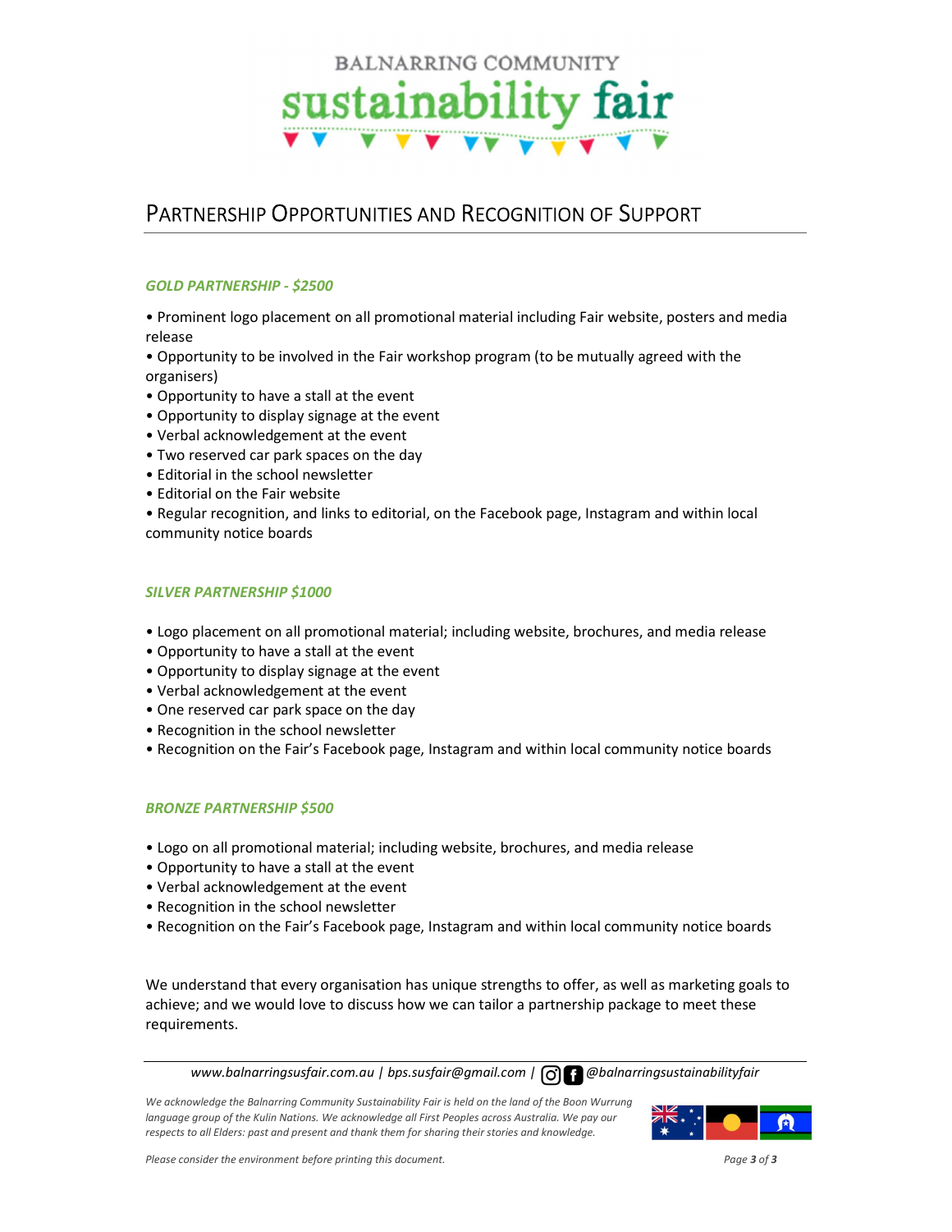BALNARRING COMMUNITY

# sustainability fair

## PARTNERSHIP OPPORTUNITIES AND RECOGNITION OF SUPPORT

### *GOLD PARTNERSHIP - $2500*

• Prominent logo placement on all promotional material including Fair website, posters and media release
• Opportunity to be involved in the Fair workshop program (to be mutually agreed with the organisers)
• Opportunity to have a stall at the event
• Opportunity to display signage at the event
• Verbal acknowledgement at the event
• Two reserved car park spaces on the day
• Editorial in the school newsletter
• Editorial on the Fair website
• Regular recognition, and links to editorial, on the Facebook page, Instagram and within local community notice boards

### *SILVER PARTNERSHIP $1000*

• Logo placement on all promotional material; including website, brochures, and media release
• Opportunity to have a stall at the event
• Opportunity to display signage at the event
• Verbal acknowledgement at the event
• One reserved car park space on the day
• Recognition in the school newsletter
• Recognition on the Fair's Facebook page, Instagram and within local community notice boards

### *BRONZE PARTNERSHIP $500*

• Logo on all promotional material; including website, brochures, and media release
• Opportunity to have a stall at the event
• Verbal acknowledgement at the event
• Recognition in the school newsletter
• Recognition on the Fair's Facebook page, Instagram and within local community notice boards

We understand that every organisation has unique strengths to offer, as well as marketing goals to achieve; and we would love to discuss how we can tailor a partnership package to meet these requirements.

*www.balnarringsusfair.com.au | bps.susfair@gmail.com | @balnarringsustainabilityfair*

*We acknowledge the Balnarring Community Sustainability Fair is held on the land of the Boon Wurrung language group of the Kulin Nations. We acknowledge all First Peoples across Australia. We pay our respects to all Elders: past and present and thank them for sharing their stories and knowledge.*

*Please consider the environment before printing this document.*